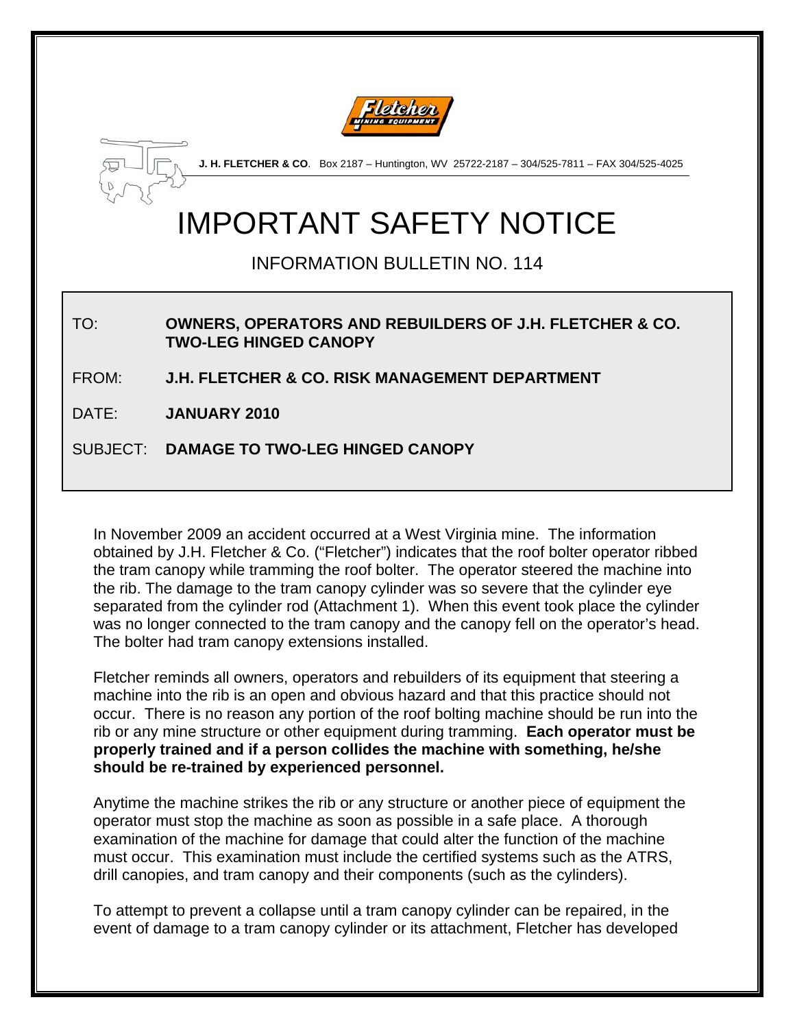**J. H. FLETCHER & CO**. Box 2187 – Huntington, WV 25722-2187 – 304/525-7811 – FAX 304/525-4025

# IMPORTANT SAFETY NOTICE

## INFORMATION BULLETIN NO. 114

TO: **OWNERS, OPERATORS AND REBUILDERS OF J.H. FLETCHER & CO. TWO-LEG HINGED CANOPY**

FROM: **J.H. FLETCHER & CO. RISK MANAGEMENT DEPARTMENT**

DATE: **JANUARY 2010**

SUBJECT: **DAMAGE TO TWO-LEG HINGED CANOPY**

In November 2009 an accident occurred at a West Virginia mine. The information obtained by J.H. Fletcher & Co. ("Fletcher") indicates that the roof bolter operator ribbed the tram canopy while tramming the roof bolter. The operator steered the machine into the rib. The damage to the tram canopy cylinder was so severe that the cylinder eye separated from the cylinder rod (Attachment 1). When this event took place the cylinder was no longer connected to the tram canopy and the canopy fell on the operator's head. The bolter had tram canopy extensions installed.

Fletcher reminds all owners, operators and rebuilders of its equipment that steering a machine into the rib is an open and obvious hazard and that this practice should not occur. There is no reason any portion of the roof bolting machine should be run into the rib or any mine structure or other equipment during tramming. **Each operator must be properly trained and if a person collides the machine with something, he/she should be re-trained by experienced personnel.**

Anytime the machine strikes the rib or any structure or another piece of equipment the operator must stop the machine as soon as possible in a safe place. A thorough examination of the machine for damage that could alter the function of the machine must occur. This examination must include the certified systems such as the ATRS, drill canopies, and tram canopy and their components (such as the cylinders).

To attempt to prevent a collapse until a tram canopy cylinder can be repaired, in the event of damage to a tram canopy cylinder or its attachment, Fletcher has developed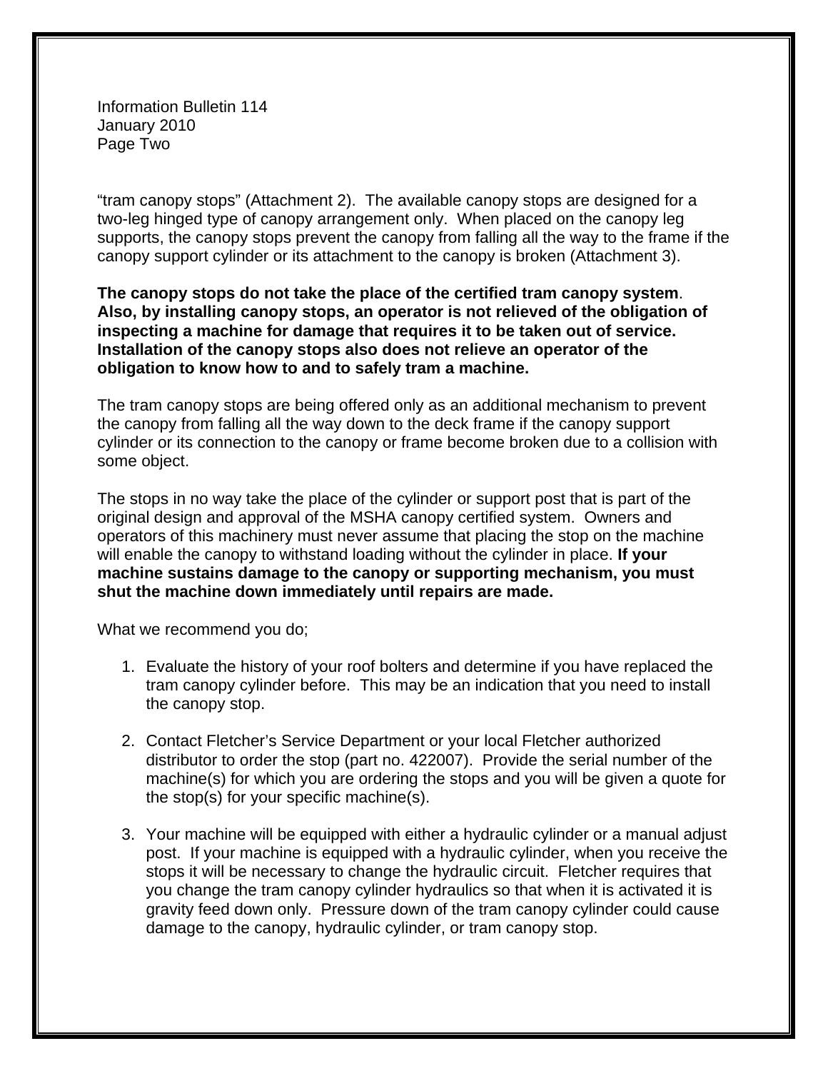"tram canopy stops" (Attachment 2). The available canopy stops are designed for a two-leg hinged type of canopy arrangement only. When placed on the canopy leg supports, the canopy stops prevent the canopy from falling all the way to the frame if the canopy support cylinder or its attachment to the canopy is broken (Attachment 3).

**The canopy stops do not take the place of the certified tram canopy system. Also, by installing canopy stops, an operator is not relieved of the obligation of inspecting a machine for damage that requires it to be taken out of service. Installation of the canopy stops also does not relieve an operator of the obligation to know how to and to safely tram a machine.**

The tram canopy stops are being offered only as an additional mechanism to prevent the canopy from falling all the way down to the deck frame if the canopy support cylinder or its connection to the canopy or frame become broken due to a collision with some object.

The stops in no way take the place of the cylinder or support post that is part of the original design and approval of the MSHA canopy certified system. Owners and operators of this machinery must never assume that placing the stop on the machine will enable the canopy to withstand loading without the cylinder in place. **If your machine sustains damage to the canopy or supporting mechanism, you must shut the machine down immediately until repairs are made.**

What we recommend you do;

1. Evaluate the history of your roof bolters and determine if you have replaced the tram canopy cylinder before. This may be an indication that you need to install the canopy stop.

2. Contact Fletcher's Service Department or your local Fletcher authorized distributor to order the stop (part no. 422007). Provide the serial number of the machine(s) for which you are ordering the stops and you will be given a quote for the stop(s) for your specific machine(s).

3. Your machine will be equipped with either a hydraulic cylinder or a manual adjust post. If your machine is equipped with a hydraulic cylinder, when you receive the stops it will be necessary to change the hydraulic circuit. Fletcher requires that you change the tram canopy cylinder hydraulics so that when it is activated it is gravity feed down only. Pressure down of the tram canopy cylinder could cause damage to the canopy, hydraulic cylinder, or tram canopy stop.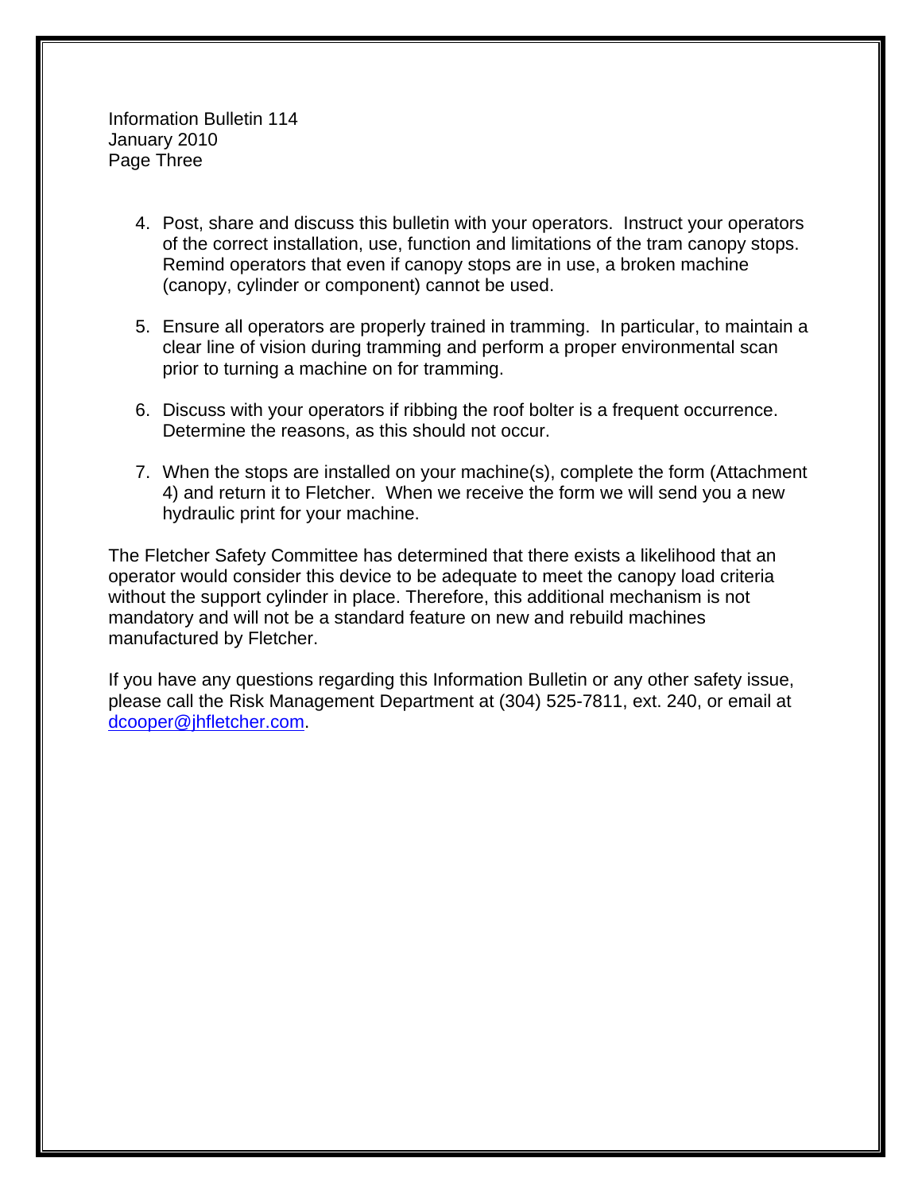Information Bulletin 114
January 2010
Page Three

4. Post, share and discuss this bulletin with your operators. Instruct your operators of the correct installation, use, function and limitations of the tram canopy stops. Remind operators that even if canopy stops are in use, a broken machine (canopy, cylinder or component) cannot be used.

5. Ensure all operators are properly trained in tramming. In particular, to maintain a clear line of vision during tramming and perform a proper environmental scan prior to turning a machine on for tramming.

6. Discuss with your operators if ribbing the roof bolter is a frequent occurrence. Determine the reasons, as this should not occur.

7. When the stops are installed on your machine(s), complete the form (Attachment 4) and return it to Fletcher. When we receive the form we will send you a new hydraulic print for your machine.

The Fletcher Safety Committee has determined that there exists a likelihood that an operator would consider this device to be adequate to meet the canopy load criteria without the support cylinder in place. Therefore, this additional mechanism is not mandatory and will not be a standard feature on new and rebuild machines manufactured by Fletcher.

If you have any questions regarding this Information Bulletin or any other safety issue, please call the Risk Management Department at (304) 525-7811, ext. 240, or email at dcooper@jhfletcher.com.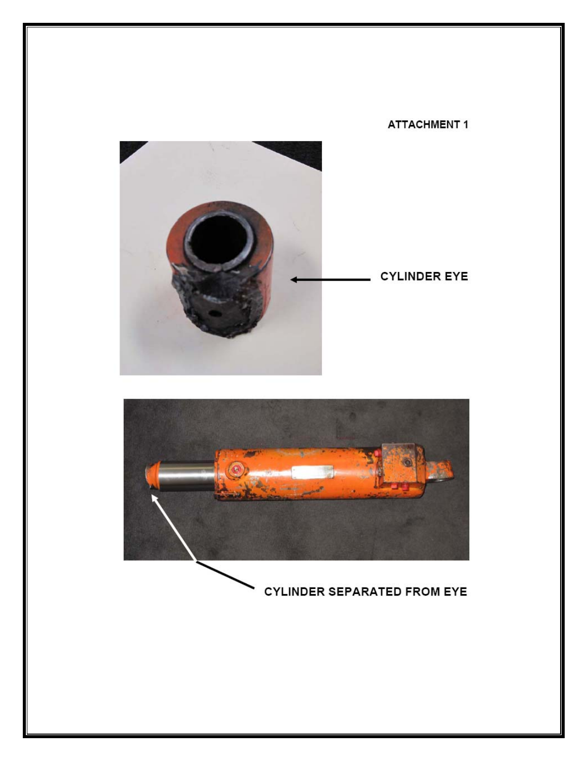ATTACHMENT 1

CYLINDER EYE

CYLINDER SEPARATED FROM EYE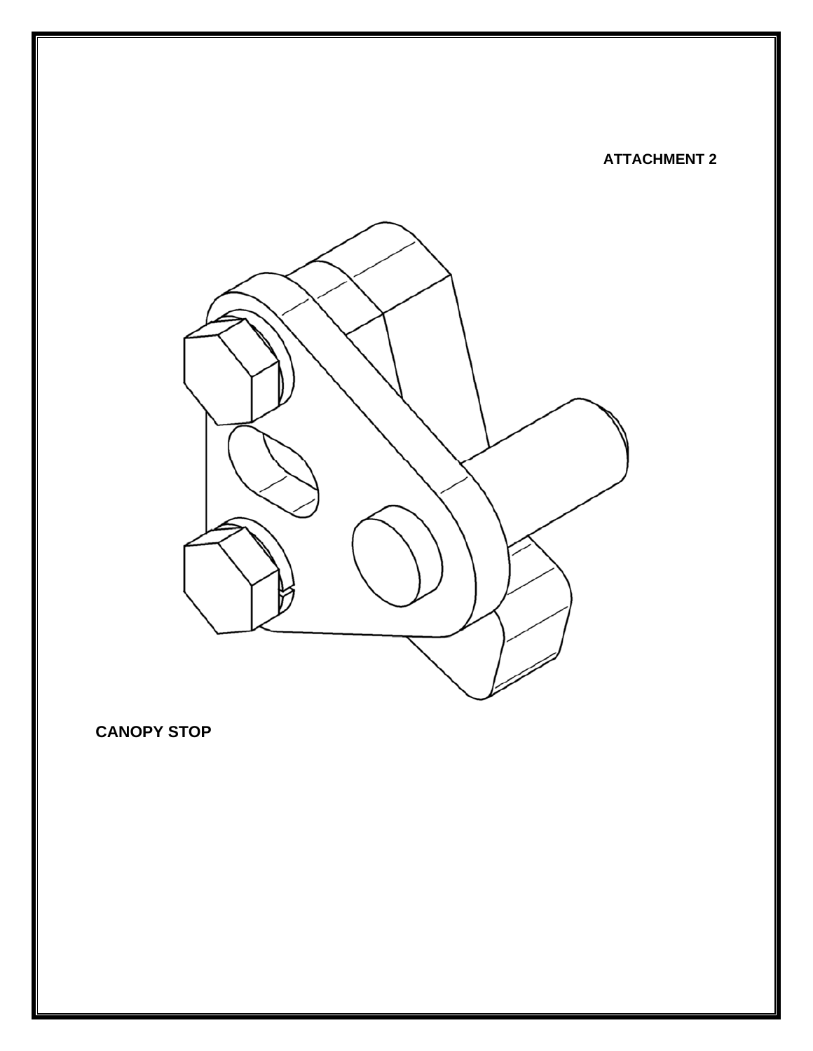**ATTACHMENT 2**

**CANOPY STOP**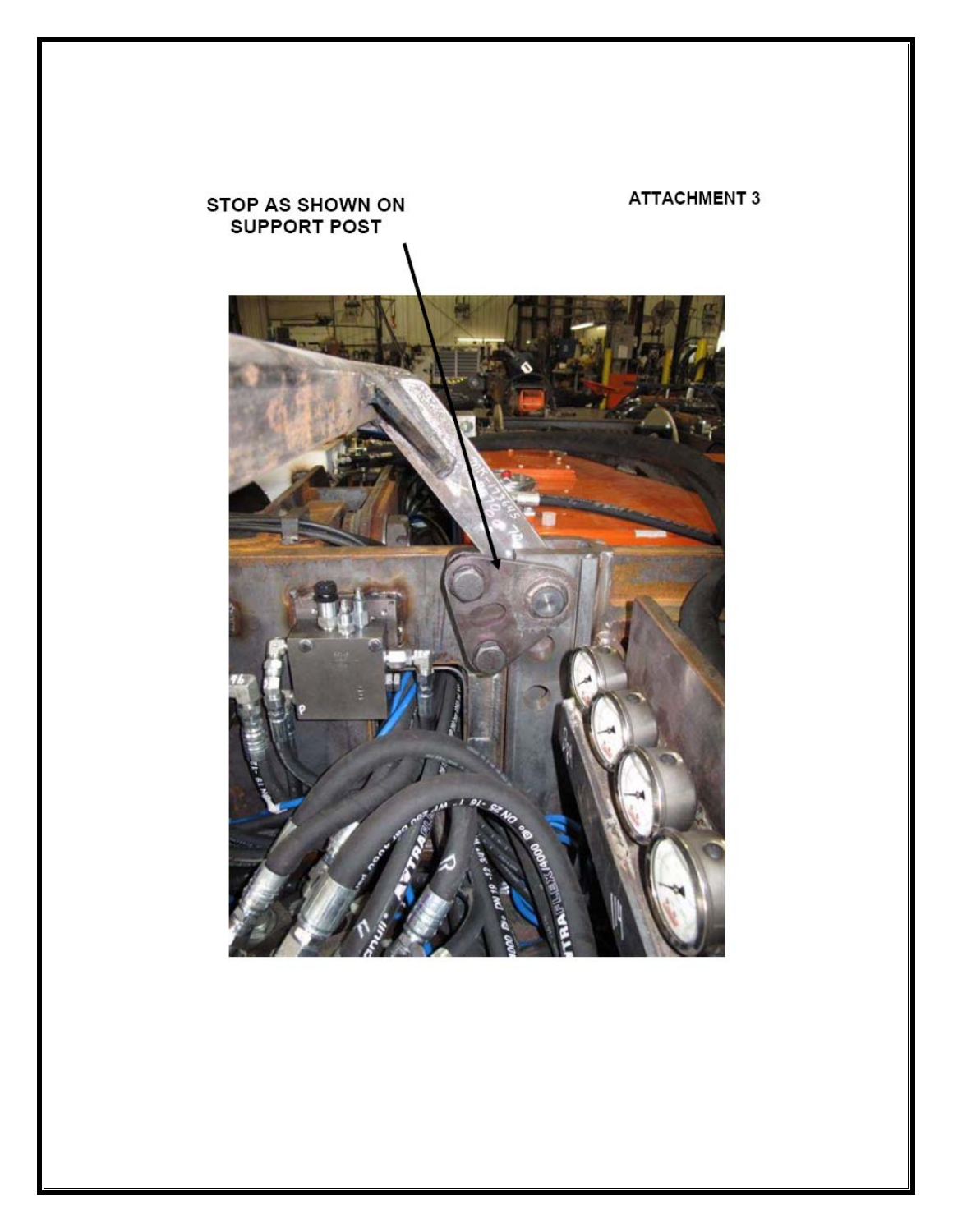ATTACHMENT 3

STOP AS SHOWN ON SUPPORT POST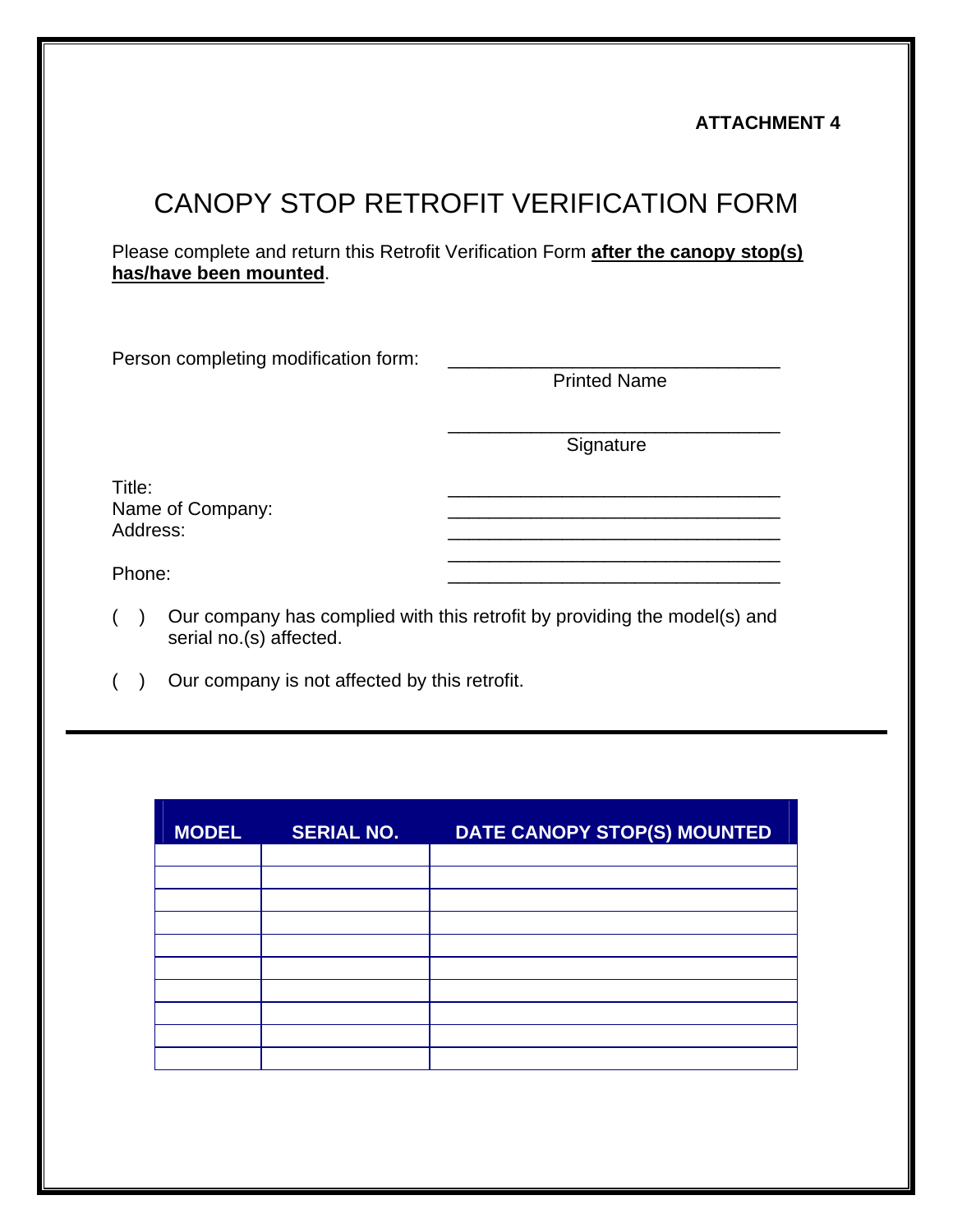**ATTACHMENT 4**

# CANOPY STOP RETROFIT VERIFICATION FORM

Please complete and return this Retrofit Verification Form **after the canopy stop(s) has/have been mounted**.

Person completing modification form: ________________________________
Printed Name

________________________________
Signature

Title: ________________________________
Name of Company: ________________________________
Address: ________________________________
________________________________
Phone: ________________________________

( ) Our company has complied with this retrofit by providing the model(s) and serial no.(s) affected.

( ) Our company is not affected by this retrofit.

---

| MODEL | SERIAL NO. | DATE CANOPY STOP(S) MOUNTED |
|---|---|---|
| | | |
| | | |
| | | |
| | | |
| | | |
| | | |
| | | |
| | | |
| | | |
| | | |